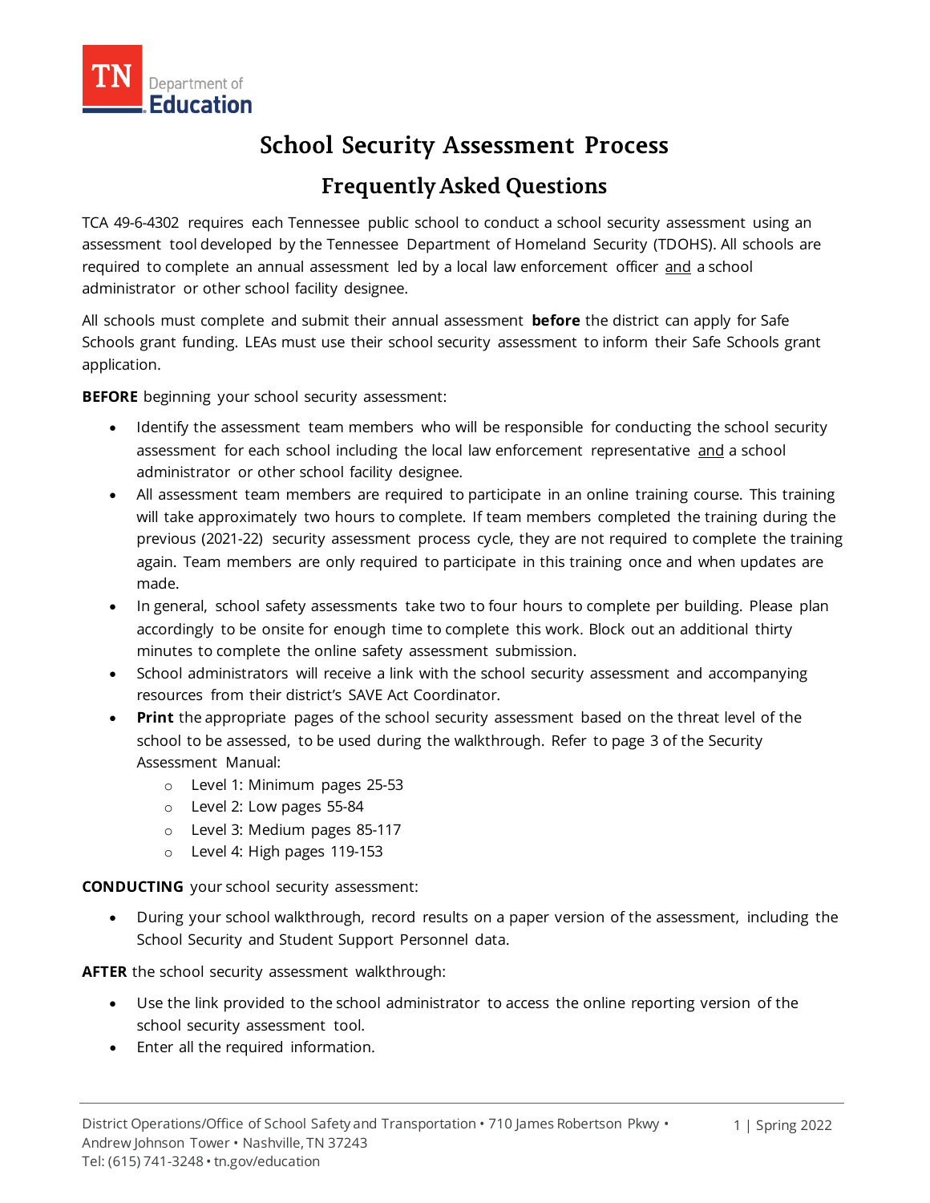# School Security Assessment Process

## Frequently Asked Questions

TCA 49-6-4302 requires each Tennessee public school to conduct a school security assessment using an assessment tool developed by the Tennessee Department of Homeland Security (TDOHS). All schools are required to complete an annual assessment led by a local law enforcement officer <u>and</u> a school administrator or other school facility designee.

All schools must complete and submit their annual assessment **before** the district can apply for Safe Schools grant funding. LEAs must use their school security assessment to inform their Safe Schools grant application.

**BEFORE** beginning your school security assessment:

- Identify the assessment team members who will be responsible for conducting the school security assessment for each school including the local law enforcement representative <u>and</u> a school administrator or other school facility designee.
- All assessment team members are required to participate in an online training course. This training will take approximately two hours to complete. If team members completed the training during the previous (2021-22) security assessment process cycle, they are not required to complete the training again. Team members are only required to participate in this training once and when updates are made.
- In general, school safety assessments take two to four hours to complete per building. Please plan accordingly to be onsite for enough time to complete this work. Block out an additional thirty minutes to complete the online safety assessment submission.
- School administrators will receive a link with the school security assessment and accompanying resources from their district's SAVE Act Coordinator.
- **Print** the appropriate pages of the school security assessment based on the threat level of the school to be assessed, to be used during the walkthrough. Refer to page 3 of the Security Assessment Manual:
  - Level 1: Minimum pages 25-53
  - Level 2: Low pages 55-84
  - Level 3: Medium pages 85-117
  - Level 4: High pages 119-153

**CONDUCTING** your school security assessment:

- During your school walkthrough, record results on a paper version of the assessment, including the School Security and Student Support Personnel data.

**AFTER** the school security assessment walkthrough:

- Use the link provided to the school administrator to access the online reporting version of the school security assessment tool.
- Enter all the required information.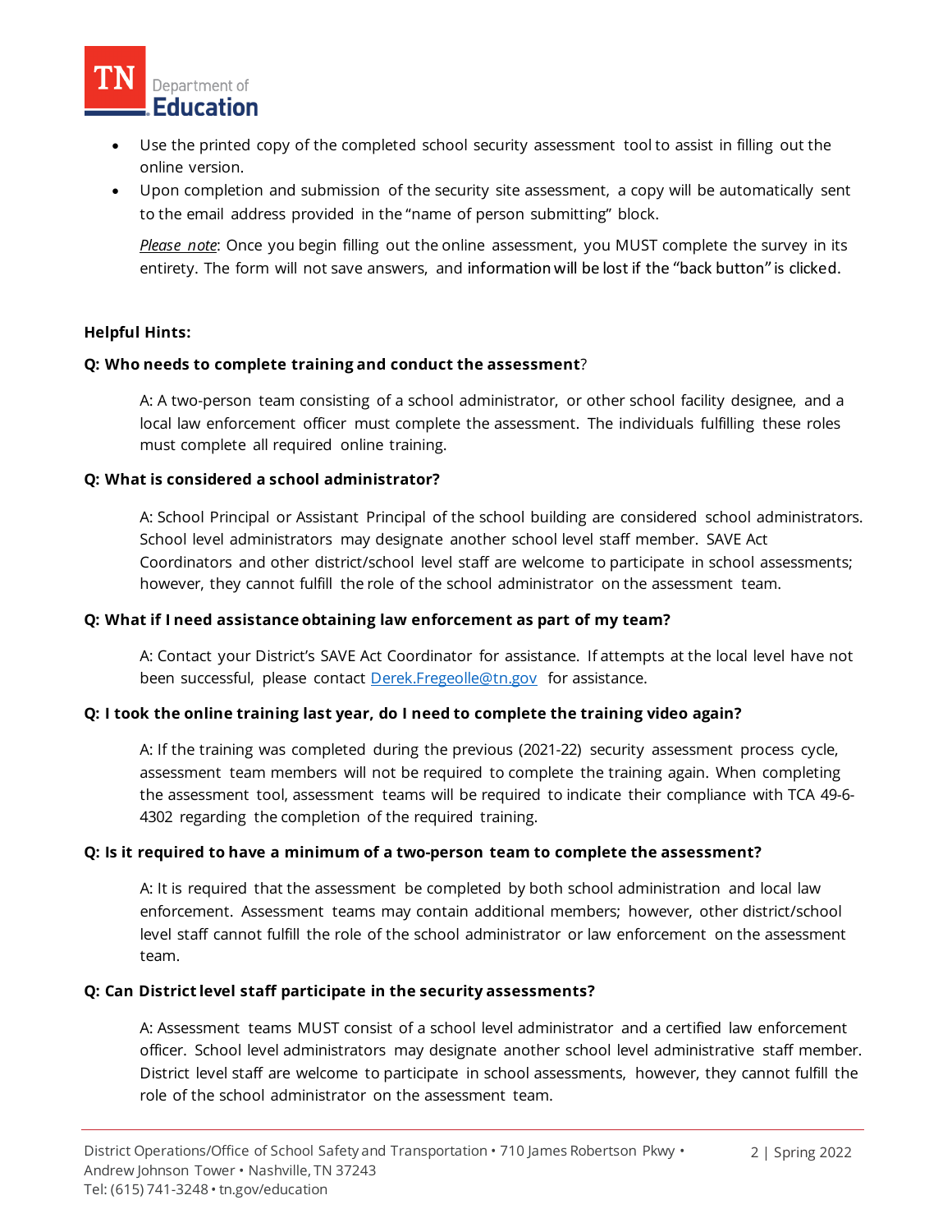- Use the printed copy of the completed school security assessment tool to assist in filling out the online version.
- Upon completion and submission of the security site assessment, a copy will be automatically sent to the email address provided in the "name of person submitting" block.

*Please note*: Once you begin filling out the online assessment, you MUST complete the survey in its entirety. The form will not save answers, and information will be lost if the "back button" is clicked.

**Helpful Hints:**

**Q: Who needs to complete training and conduct the assessment?**

A: A two-person team consisting of a school administrator, or other school facility designee, and a local law enforcement officer must complete the assessment. The individuals fulfilling these roles must complete all required online training.

**Q: What is considered a school administrator?**

A: School Principal or Assistant Principal of the school building are considered school administrators. School level administrators may designate another school level staff member. SAVE Act Coordinators and other district/school level staff are welcome to participate in school assessments; however, they cannot fulfill the role of the school administrator on the assessment team.

**Q: What if I need assistance obtaining law enforcement as part of my team?**

A: Contact your District's SAVE Act Coordinator for assistance. If attempts at the local level have not been successful, please contact [Derek.Fregeolle@tn.gov](mailto:Derek.Fregeolle@tn.gov) for assistance.

**Q: I took the online training last year, do I need to complete the training video again?**

A: If the training was completed during the previous (2021-22) security assessment process cycle, assessment team members will not be required to complete the training again. When completing the assessment tool, assessment teams will be required to indicate their compliance with TCA 49-6-4302 regarding the completion of the required training.

**Q: Is it required to have a minimum of a two-person team to complete the assessment?**

A: It is required that the assessment be completed by both school administration and local law enforcement. Assessment teams may contain additional members; however, other district/school level staff cannot fulfill the role of the school administrator or law enforcement on the assessment team.

**Q: Can District level staff participate in the security assessments?**

A: Assessment teams MUST consist of a school level administrator and a certified law enforcement officer. School level administrators may designate another school level administrative staff member. District level staff are welcome to participate in school assessments, however, they cannot fulfill the role of the school administrator on the assessment team.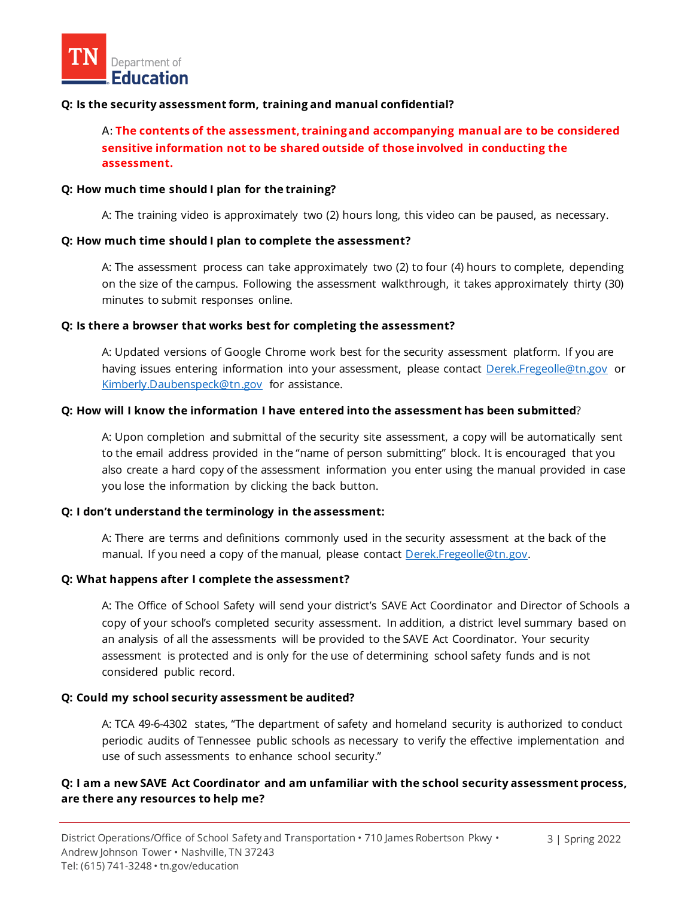**Q: Is the security assessment form, training and manual confidential?**

A: **The contents of the assessment, training and accompanying manual are to be considered sensitive information not to be shared outside of those involved in conducting the assessment.**

**Q: How much time should I plan for the training?**

A: The training video is approximately two (2) hours long, this video can be paused, as necessary.

**Q: How much time should I plan to complete the assessment?**

A: The assessment process can take approximately two (2) to four (4) hours to complete, depending on the size of the campus. Following the assessment walkthrough, it takes approximately thirty (30) minutes to submit responses online.

**Q: Is there a browser that works best for completing the assessment?**

A: Updated versions of Google Chrome work best for the security assessment platform. If you are having issues entering information into your assessment, please contact Derek.Fregeolle@tn.gov or Kimberly.Daubenspeck@tn.gov for assistance.

**Q: How will I know the information I have entered into the assessment has been submitted**?

A: Upon completion and submittal of the security site assessment, a copy will be automatically sent to the email address provided in the "name of person submitting" block. It is encouraged that you also create a hard copy of the assessment information you enter using the manual provided in case you lose the information by clicking the back button.

**Q: I don't understand the terminology in the assessment:**

A: There are terms and definitions commonly used in the security assessment at the back of the manual. If you need a copy of the manual, please contact Derek.Fregeolle@tn.gov.

**Q: What happens after I complete the assessment?**

A: The Office of School Safety will send your district's SAVE Act Coordinator and Director of Schools a copy of your school's completed security assessment. In addition, a district level summary based on an analysis of all the assessments will be provided to the SAVE Act Coordinator. Your security assessment is protected and is only for the use of determining school safety funds and is not considered public record.

**Q: Could my school security assessment be audited?**

A: TCA 49-6-4302 states, "The department of safety and homeland security is authorized to conduct periodic audits of Tennessee public schools as necessary to verify the effective implementation and use of such assessments to enhance school security."

**Q: I am a new SAVE Act Coordinator and am unfamiliar with the school security assessment process, are there any resources to help me?**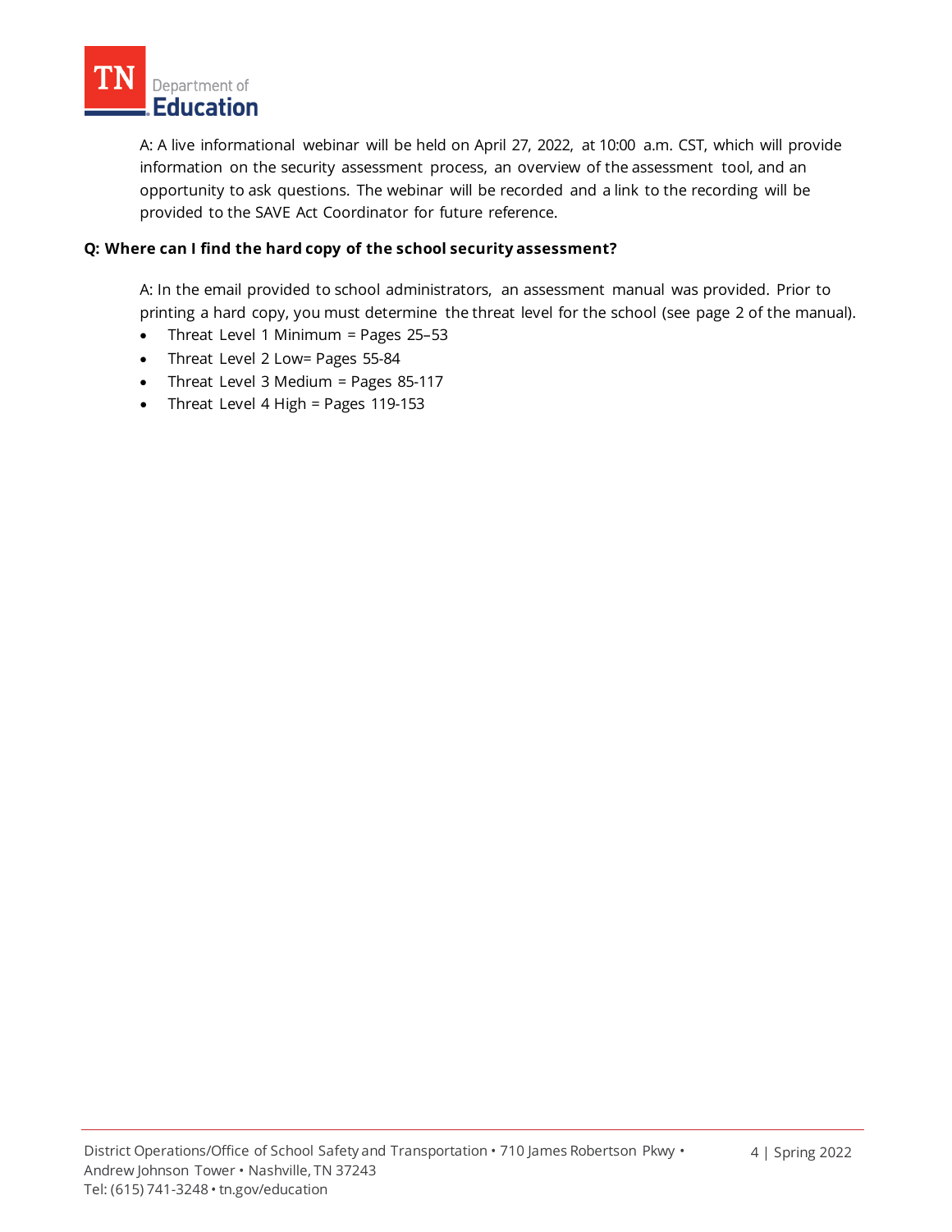A: A live informational webinar will be held on April 27, 2022, at 10:00 a.m. CST, which will provide information on the security assessment process, an overview of the assessment tool, and an opportunity to ask questions. The webinar will be recorded and a link to the recording will be provided to the SAVE Act Coordinator for future reference.

**Q: Where can I find the hard copy of the school security assessment?**

A: In the email provided to school administrators, an assessment manual was provided. Prior to printing a hard copy, you must determine the threat level for the school (see page 2 of the manual).

- Threat Level 1 Minimum = Pages 25–53
- Threat Level 2 Low= Pages 55-84
- Threat Level 3 Medium = Pages 85-117
- Threat Level 4 High = Pages 119-153